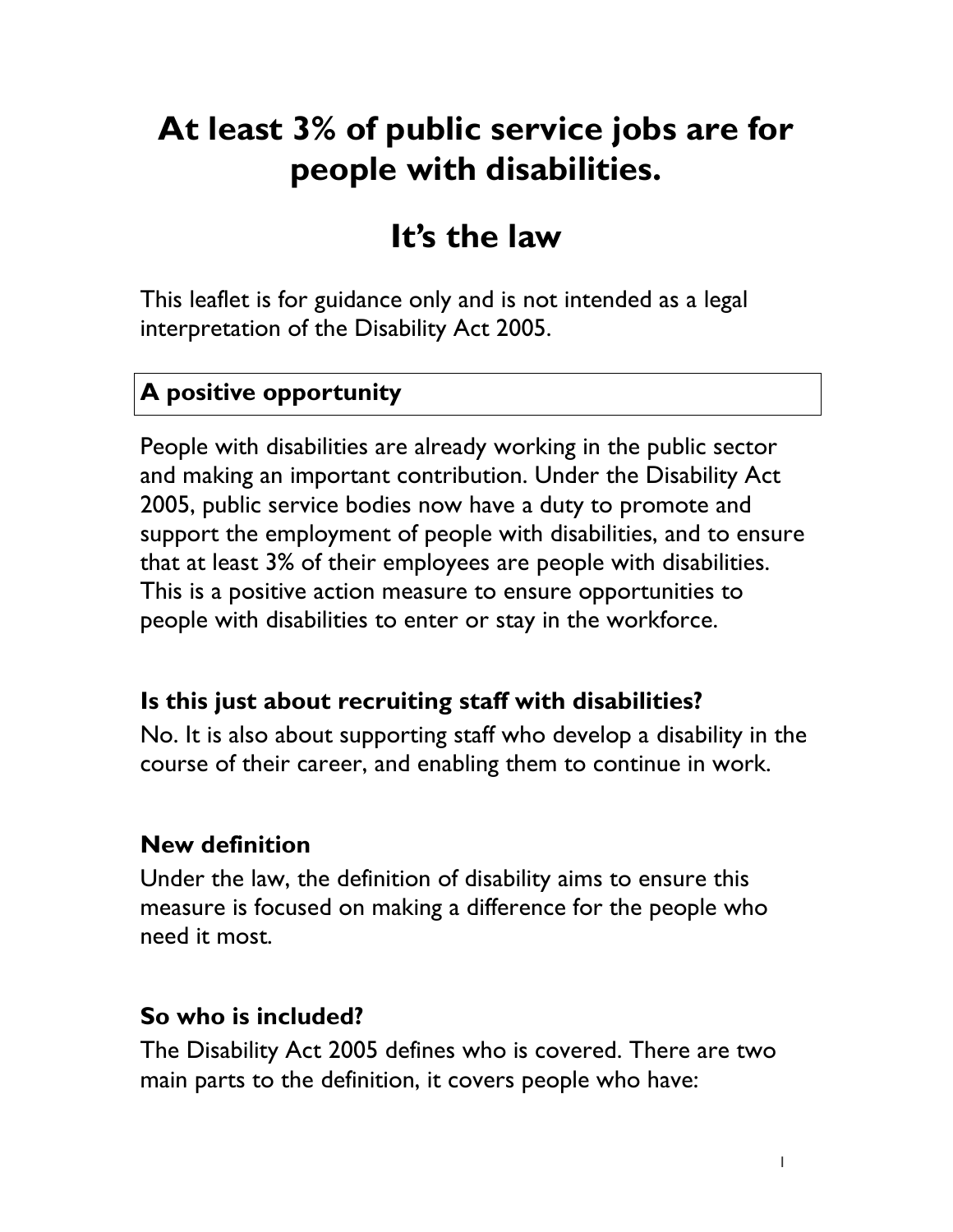# At least 3% of public service jobs are for people with disabilities.

# It's the law

This leaflet is for guidance only and is not intended as a legal interpretation of the Disability Act 2005.

## A positive opportunity

People with disabilities are already working in the public sector and making an important contribution. Under the Disability Act 2005, public service bodies now have a duty to promote and support the employment of people with disabilities, and to ensure that at least 3% of their employees are people with disabilities. This is a positive action measure to ensure opportunities to people with disabilities to enter or stay in the workforce.

### Is this just about recruiting staff with disabilities?

No. It is also about supporting staff who develop a disability in the course of their career, and enabling them to continue in work.

### New definition

Under the law, the definition of disability aims to ensure this measure is focused on making a difference for the people who need it most.

### So who is included?

The Disability Act 2005 defines who is covered. There are two main parts to the definition, it covers people who have: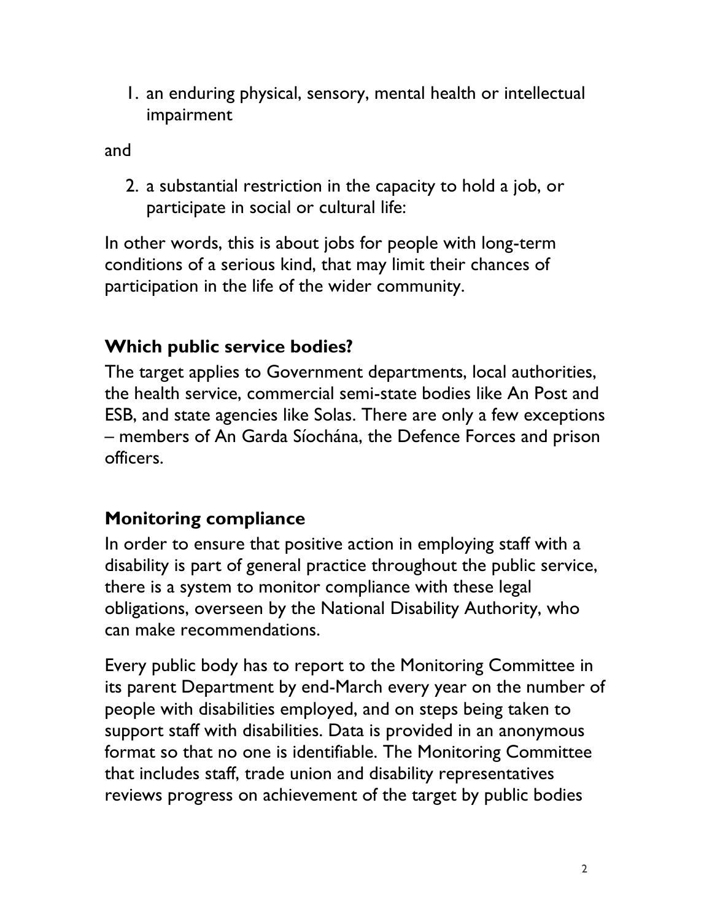1. an enduring physical, sensory, mental health or intellectual impairment

and

2. a substantial restriction in the capacity to hold a job, or participate in social or cultural life:

In other words, this is about jobs for people with long-term conditions of a serious kind, that may limit their chances of participation in the life of the wider community.

## Which public service bodies?

The target applies to Government departments, local authorities, the health service, commercial semi-state bodies like An Post and ESB, and state agencies like Solas. There are only a few exceptions – members of An Garda Síochána, the Defence Forces and prison officers.

## Monitoring compliance

In order to ensure that positive action in employing staff with a disability is part of general practice throughout the public service, there is a system to monitor compliance with these legal obligations, overseen by the National Disability Authority, who can make recommendations.

Every public body has to report to the Monitoring Committee in its parent Department by end-March every year on the number of people with disabilities employed, and on steps being taken to support staff with disabilities. Data is provided in an anonymous format so that no one is identifiable. The Monitoring Committee that includes staff, trade union and disability representatives reviews progress on achievement of the target by public bodies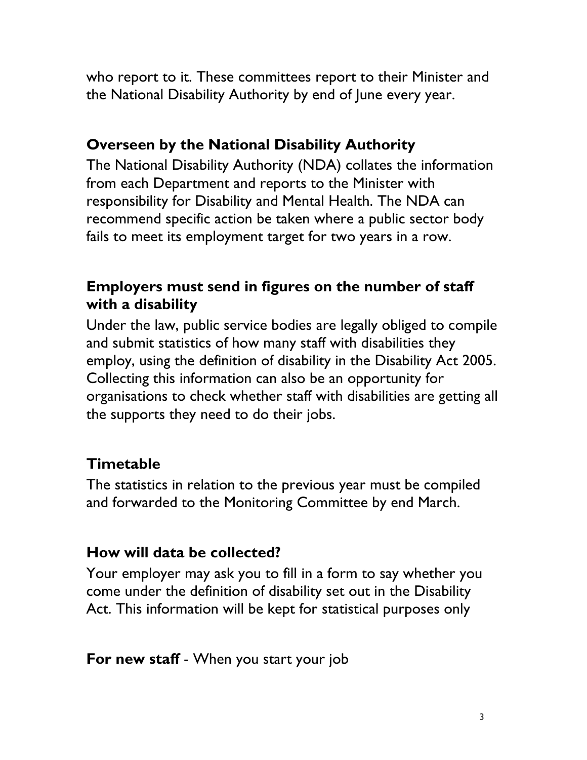who report to it. These committees report to their Minister and the National Disability Authority by end of June every year.

## Overseen by the National Disability Authority

The National Disability Authority (NDA) collates the information from each Department and reports to the Minister with responsibility for Disability and Mental Health. The NDA can recommend specific action be taken where a public sector body fails to meet its employment target for two years in a row.

## Employers must send in figures on the number of staff with a disability

Under the law, public service bodies are legally obliged to compile and submit statistics of how many staff with disabilities they employ, using the definition of disability in the Disability Act 2005. Collecting this information can also be an opportunity for organisations to check whether staff with disabilities are getting all the supports they need to do their jobs.

## Timetable

The statistics in relation to the previous year must be compiled and forwarded to the Monitoring Committee by end March.

## How will data be collected?

Your employer may ask you to fill in a form to say whether you come under the definition of disability set out in the Disability Act. This information will be kept for statistical purposes only

**For new staff** - When you start your job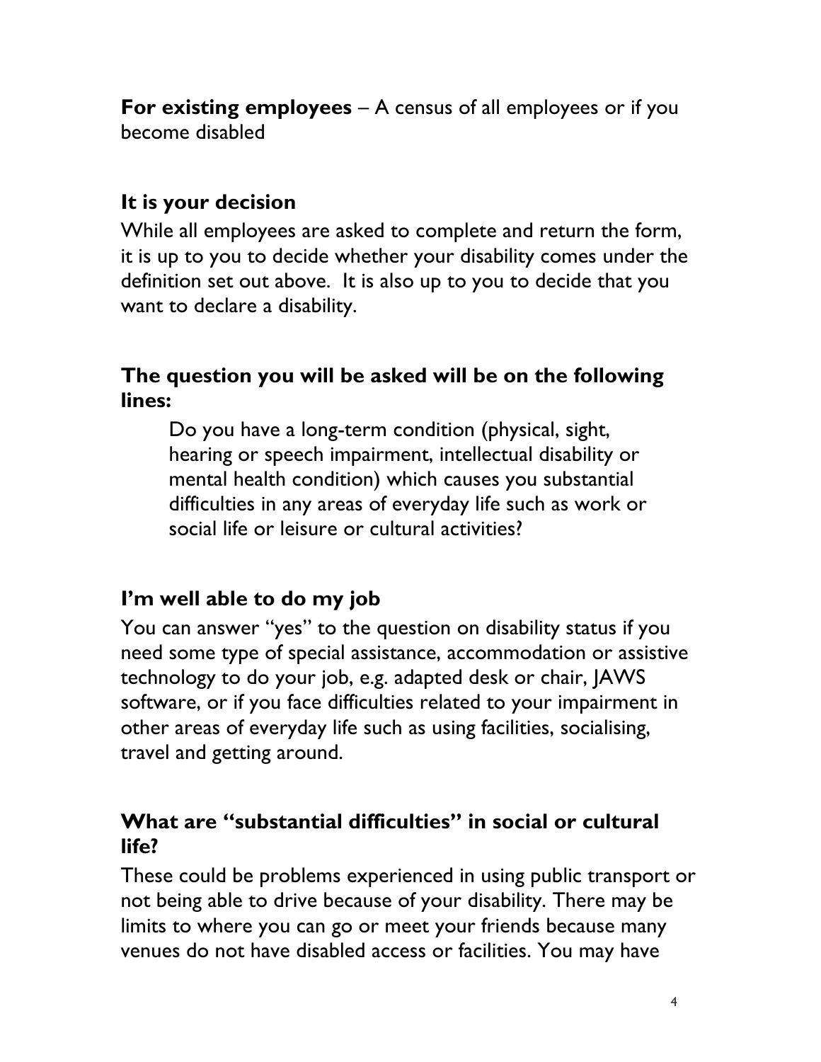**For existing employees** – A census of all employees or if you become disabled

### It is your decision

While all employees are asked to complete and return the form, it is up to you to decide whether your disability comes under the definition set out above. It is also up to you to decide that you want to declare a disability.

### The question you will be asked will be on the following lines:

> Do you have a long-term condition (physical, sight, hearing or speech impairment, intellectual disability or mental health condition) which causes you substantial difficulties in any areas of everyday life such as work or social life or leisure or cultural activities?

### I'm well able to do my job

You can answer "yes" to the question on disability status if you need some type of special assistance, accommodation or assistive technology to do your job, e.g. adapted desk or chair, JAWS software, or if you face difficulties related to your impairment in other areas of everyday life such as using facilities, socialising, travel and getting around.

### What are "substantial difficulties" in social or cultural life?

These could be problems experienced in using public transport or not being able to drive because of your disability. There may be limits to where you can go or meet your friends because many venues do not have disabled access or facilities. You may have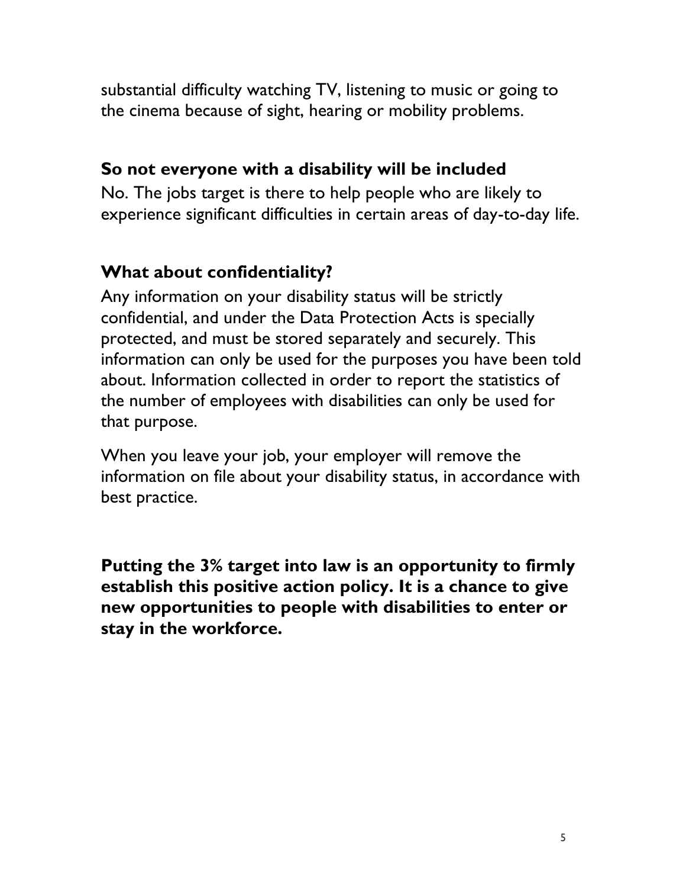substantial difficulty watching TV, listening to music or going to the cinema because of sight, hearing or mobility problems.

### So not everyone with a disability will be included

No. The jobs target is there to help people who are likely to experience significant difficulties in certain areas of day-to-day life.

### What about confidentiality?

Any information on your disability status will be strictly confidential, and under the Data Protection Acts is specially protected, and must be stored separately and securely. This information can only be used for the purposes you have been told about. Information collected in order to report the statistics of the number of employees with disabilities can only be used for that purpose.

When you leave your job, your employer will remove the information on file about your disability status, in accordance with best practice.

**Putting the 3% target into law is an opportunity to firmly establish this positive action policy. It is a chance to give new opportunities to people with disabilities to enter or stay in the workforce.**